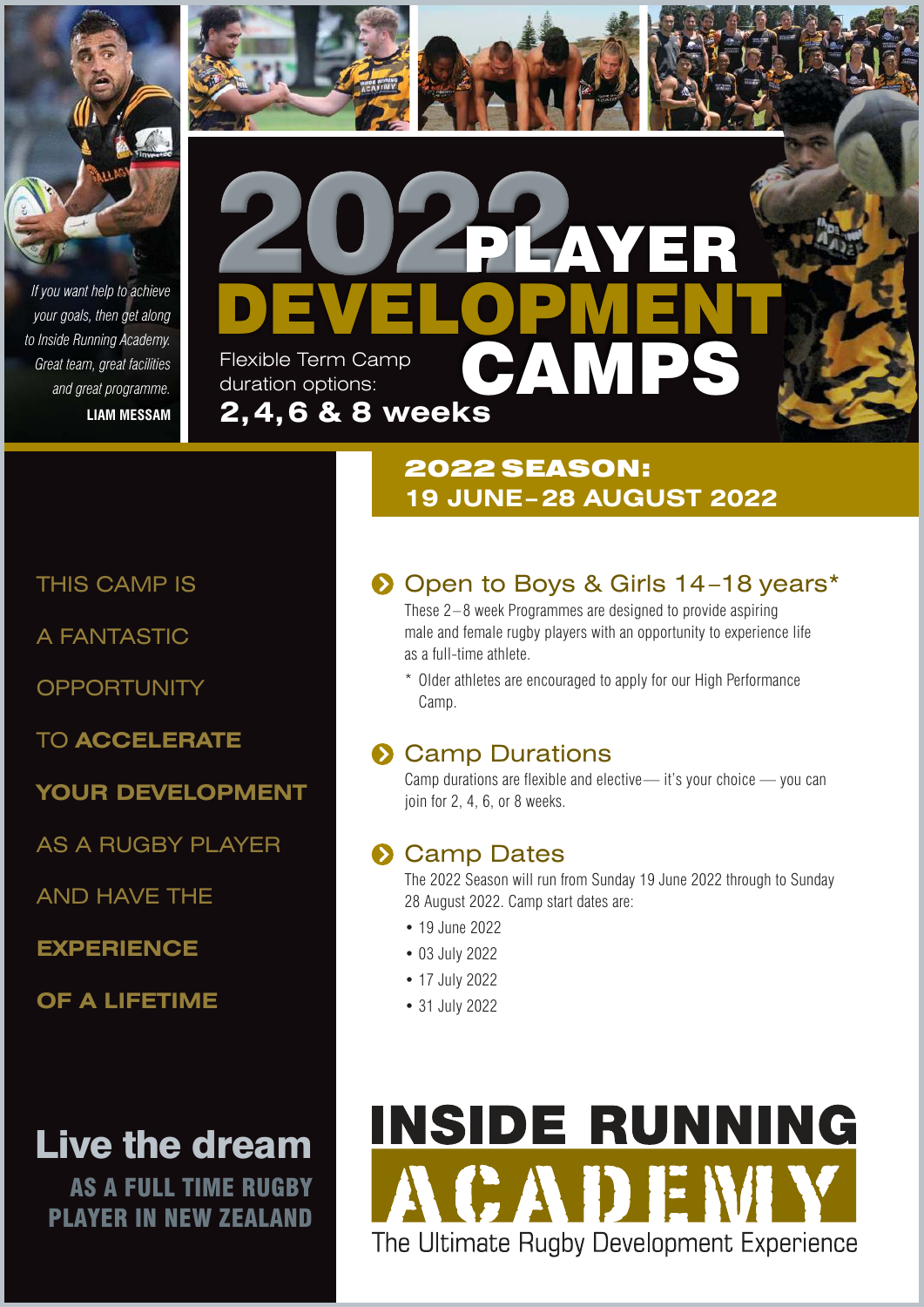# 2022 PLAYER DEVELOPMENT CAMPS

Flexible Term Camp duration options:
**2, 4, 6 & 8 weeks**

*If you want help to achieve your goals, then get along to Inside Running Academy. Great team, great facilities and great programme.*
**LIAM MESSAM**

## 2022 SEASON: 19 JUNE–28 AUGUST 2022

THIS CAMP IS A FANTASTIC OPPORTUNITY TO **ACCELERATE YOUR DEVELOPMENT** AS A RUGBY PLAYER AND HAVE THE **EXPERIENCE OF A LIFETIME**

### Open to Boys & Girls 14–18 years*

These 2–8 week Programmes are designed to provide aspiring male and female rugby players with an opportunity to experience life as a full-time athlete.

\* Older athletes are encouraged to apply for our High Performance Camp.

### Camp Durations

Camp durations are flexible and elective— it's your choice — you can join for 2, 4, 6, or 8 weeks.

### Camp Dates

The 2022 Season will run from Sunday 19 June 2022 through to Sunday 28 August 2022. Camp start dates are:

- 19 June 2022
- 03 July 2022
- 17 July 2022
- 31 July 2022

**Live the dream**
**AS A FULL TIME RUGBY PLAYER IN NEW ZEALAND**

**INSIDE RUNNING ACADEMY**
The Ultimate Rugby Development Experience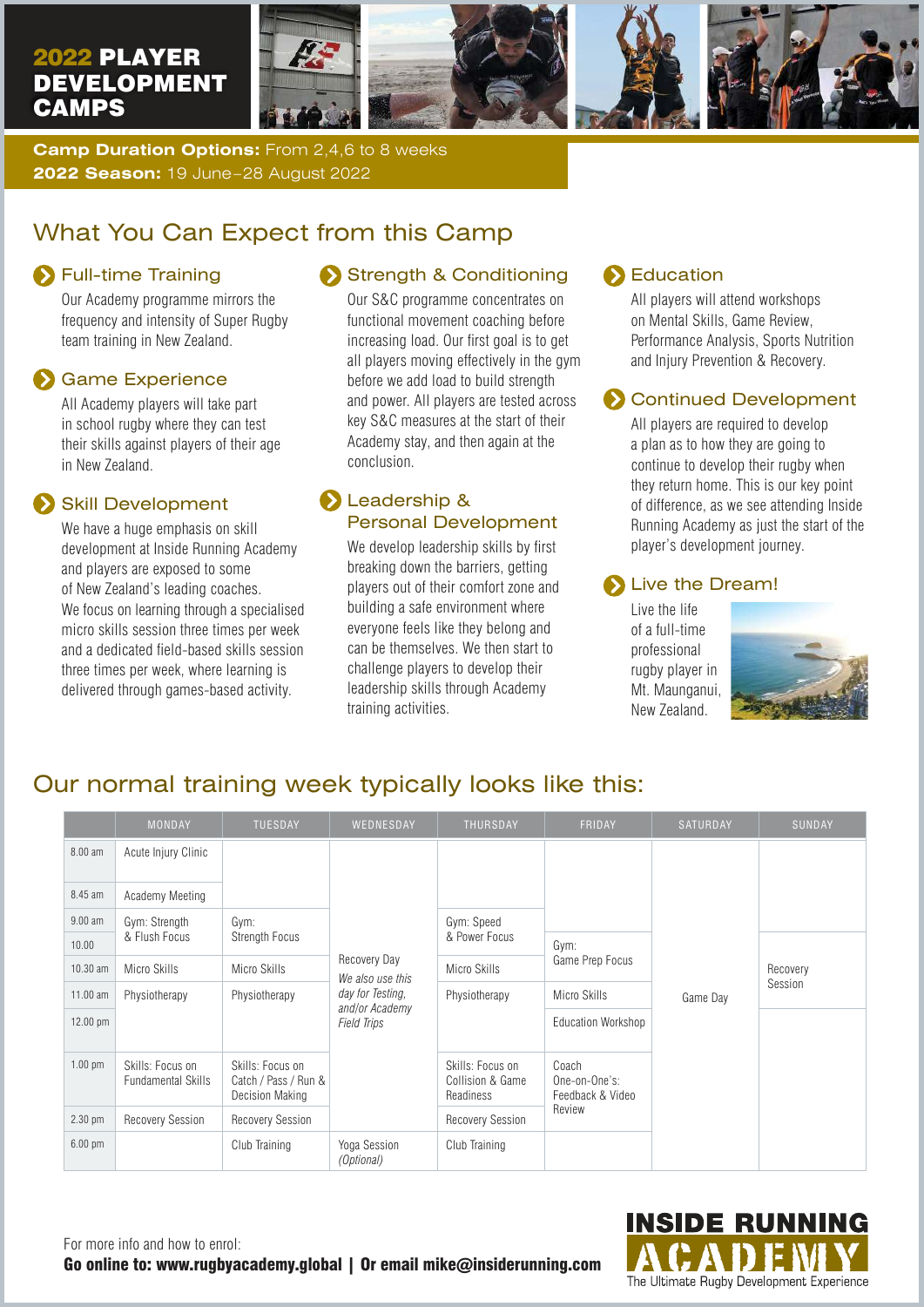# 2022 PLAYER DEVELOPMENT CAMPS

**Camp Duration Options:** From 2,4,6 to 8 weeks
**2022 Season:** 19 June–28 August 2022

## What You Can Expect from this Camp

### Full-time Training

Our Academy programme mirrors the frequency and intensity of Super Rugby team training in New Zealand.

### Game Experience

All Academy players will take part in school rugby where they can test their skills against players of their age in New Zealand.

### Skill Development

We have a huge emphasis on skill development at Inside Running Academy and players are exposed to some of New Zealand's leading coaches. We focus on learning through a specialised micro skills session three times per week and a dedicated field-based skills session three times per week, where learning is delivered through games-based activity.

### Strength & Conditioning

Our S&C programme concentrates on functional movement coaching before increasing load. Our first goal is to get all players moving effectively in the gym before we add load to build strength and power. All players are tested across key S&C measures at the start of their Academy stay, and then again at the conclusion.

### Leadership & Personal Development

We develop leadership skills by first breaking down the barriers, getting players out of their comfort zone and building a safe environment where everyone feels like they belong and can be themselves. We then start to challenge players to develop their leadership skills through Academy training activities.

### Education

All players will attend workshops on Mental Skills, Game Review, Performance Analysis, Sports Nutrition and Injury Prevention & Recovery.

### Continued Development

All players are required to develop a plan as to how they are going to continue to develop their rugby when they return home. This is our key point of difference, as we see attending Inside Running Academy as just the start of the player's development journey.

### Live the Dream!

Live the life of a full-time professional rugby player in Mt. Maunganui, New Zealand.

## Our normal training week typically looks like this:

| | MONDAY | TUESDAY | WEDNESDAY | THURSDAY | FRIDAY | SATURDAY | SUNDAY |
|---|---|---|---|---|---|---|---|
| 8.00 am | Acute Injury Clinic | | | | | | |
| 8.45 am | Academy Meeting | | | | | | |
| 9.00 am | Gym: Strength & Flush Focus | Gym: Strength Focus | | Gym: Speed & Power Focus | | | |
| 10.00 | | | | | Gym: Game Prep Focus | | Recovery Session |
| 10.30 am | Micro Skills | Micro Skills | Recovery Day *We also use this day for Testing, and/or Academy Field Trips* | Micro Skills | | | |
| 11.00 am | Physiotherapy | Physiotherapy | | Physiotherapy | Micro Skills | Game Day | |
| 12.00 pm | | | | | Education Workshop | | |
| 1.00 pm | Skills: Focus on Fundamental Skills | Skills: Focus on Catch / Pass / Run & Decision Making | | Skills: Focus on Collision & Game Readiness | Coach One-on-One's: Feedback & Video Review | | |
| 2.30 pm | Recovery Session | Recovery Session | | Recovery Session | | | |
| 6.00 pm | | Club Training | Yoga Session *(Optional)* | Club Training | | | |

For more info and how to enrol:
**Go online to: www.rugbyacademy.global | Or email mike@insiderunning.com**

INSIDE RUNNING ACADEMY
The Ultimate Rugby Development Experience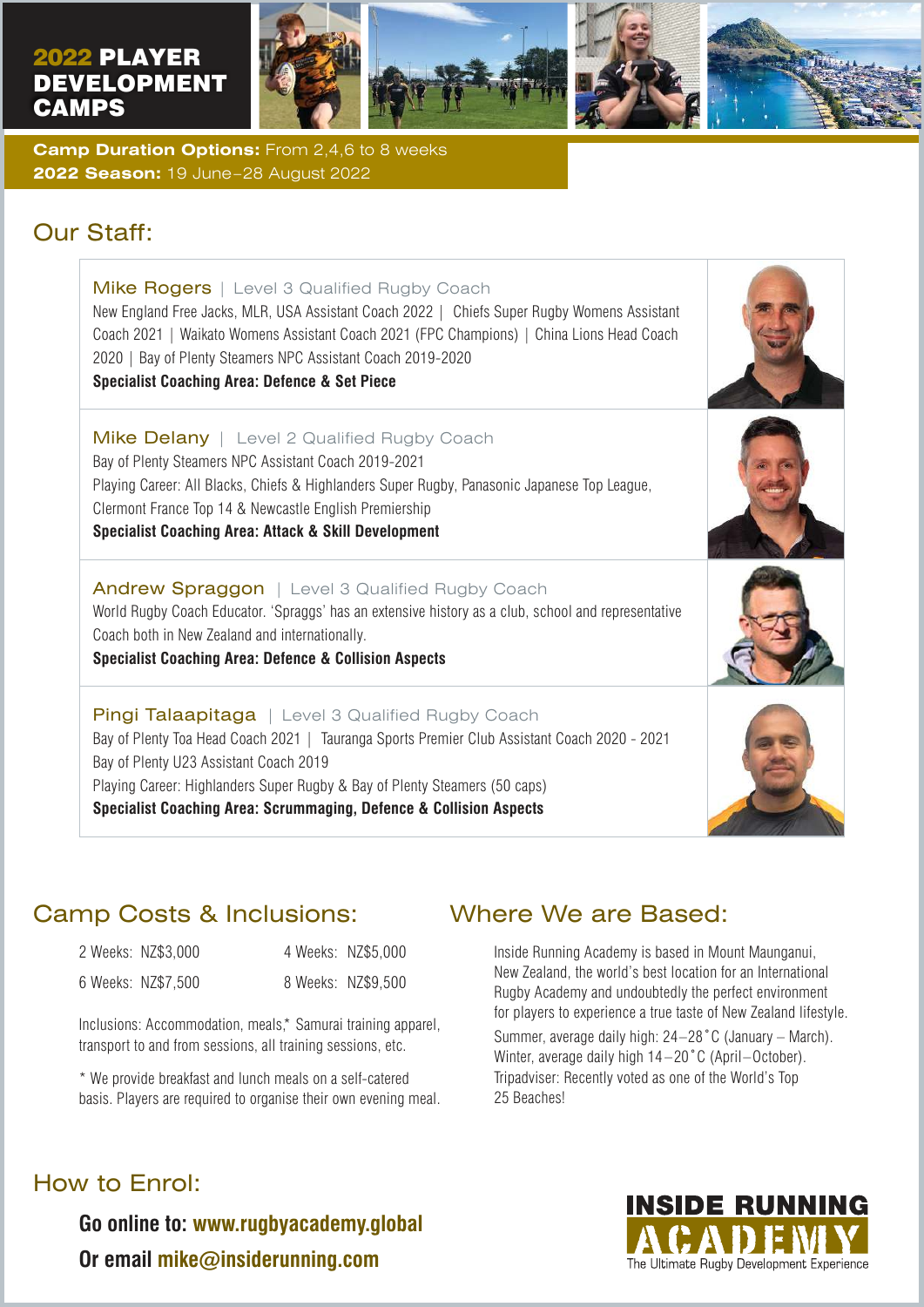# 2022 PLAYER DEVELOPMENT CAMPS

**Camp Duration Options:** From 2,4,6 to 8 weeks
**2022 Season:** 19 June–28 August 2022

## Our Staff:

**Mike Rogers** | Level 3 Qualified Rugby Coach
New England Free Jacks, MLR, USA Assistant Coach 2022 | Chiefs Super Rugby Womens Assistant Coach 2021 | Waikato Womens Assistant Coach 2021 (FPC Champions) | China Lions Head Coach 2020 | Bay of Plenty Steamers NPC Assistant Coach 2019-2020
**Specialist Coaching Area: Defence & Set Piece**

**Mike Delany** | Level 2 Qualified Rugby Coach
Bay of Plenty Steamers NPC Assistant Coach 2019-2021
Playing Career: All Blacks, Chiefs & Highlanders Super Rugby, Panasonic Japanese Top League, Clermont France Top 14 & Newcastle English Premiership
**Specialist Coaching Area: Attack & Skill Development**

**Andrew Spraggon** | Level 3 Qualified Rugby Coach
World Rugby Coach Educator. 'Spraggs' has an extensive history as a club, school and representative Coach both in New Zealand and internationally.
**Specialist Coaching Area: Defence & Collision Aspects**

**Pingi Talaapitaga** | Level 3 Qualified Rugby Coach
Bay of Plenty Toa Head Coach 2021 | Tauranga Sports Premier Club Assistant Coach 2020 - 2021
Bay of Plenty U23 Assistant Coach 2019
Playing Career: Highlanders Super Rugby & Bay of Plenty Steamers (50 caps)
**Specialist Coaching Area: Scrummaging, Defence & Collision Aspects**

## Camp Costs & Inclusions:

| | |
|---|---|
| 2 Weeks: NZ$3,000 | 4 Weeks: NZ$5,000 |
| 6 Weeks: NZ$7,500 | 8 Weeks: NZ$9,500 |

Inclusions: Accommodation, meals,* Samurai training apparel, transport to and from sessions, all training sessions, etc.

* We provide breakfast and lunch meals on a self-catered basis. Players are required to organise their own evening meal.

## Where We are Based:

Inside Running Academy is based in Mount Maunganui, New Zealand, the world's best location for an International Rugby Academy and undoubtedly the perfect environment for players to experience a true taste of New Zealand lifestyle.

Summer, average daily high: 24–28˚C (January – March).
Winter, average daily high 14–20˚C (April–October).
Tripadviser: Recently voted as one of the World's Top 25 Beaches!

## How to Enrol:

**Go online to: www.rugbyacademy.global**
**Or email mike@insiderunning.com**

INSIDE RUNNING ACADEMY
The Ultimate Rugby Development Experience